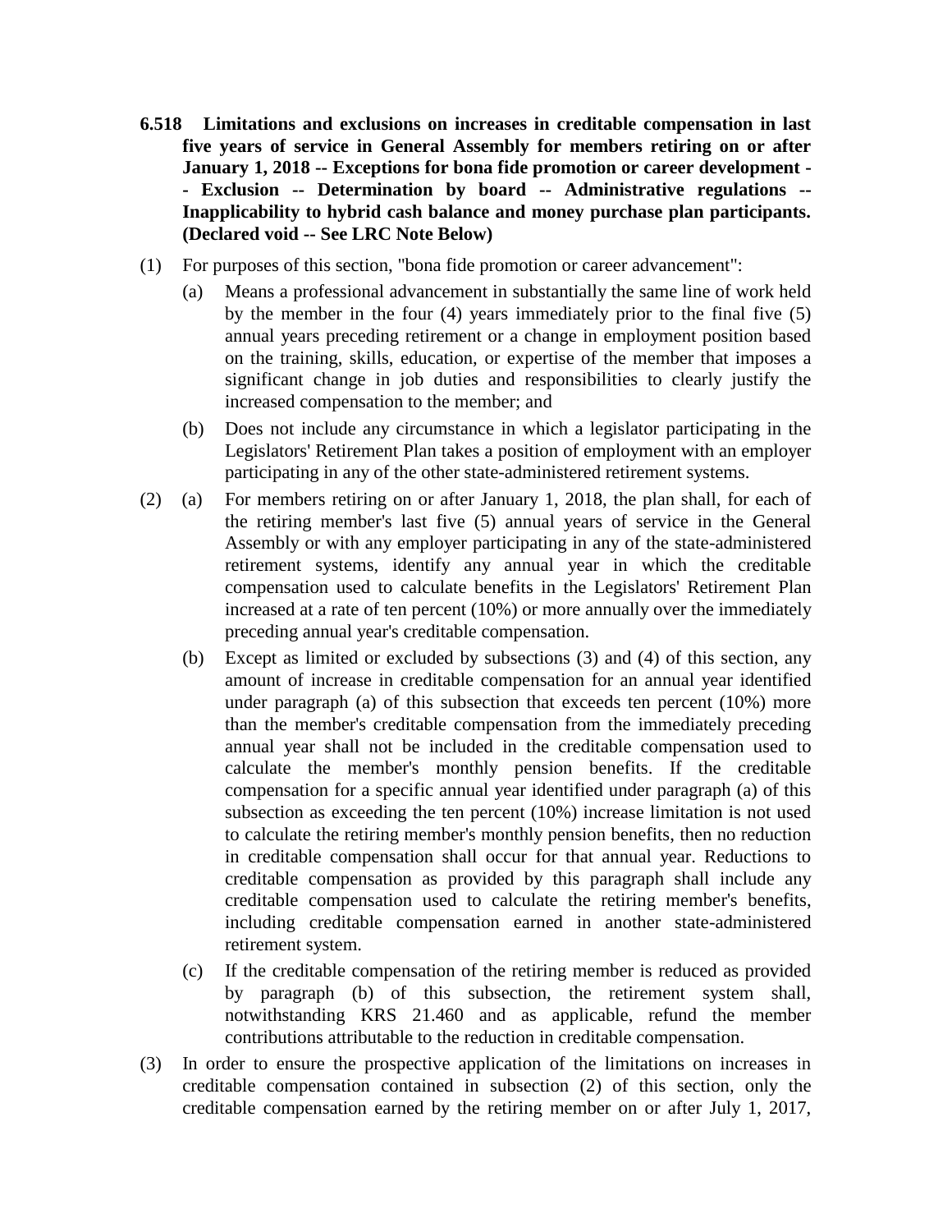**6.518 Limitations and exclusions on increases in creditable compensation in last five years of service in General Assembly for members retiring on or after January 1, 2018 -- Exceptions for bona fide promotion or career development -- Exclusion -- Determination by board -- Administrative regulations -- Inapplicability to hybrid cash balance and money purchase plan participants. (Declared void -- See LRC Note Below)**

(1) For purposes of this section, "bona fide promotion or career advancement":

   (a) Means a professional advancement in substantially the same line of work held by the member in the four (4) years immediately prior to the final five (5) annual years preceding retirement or a change in employment position based on the training, skills, education, or expertise of the member that imposes a significant change in job duties and responsibilities to clearly justify the increased compensation to the member; and

   (b) Does not include any circumstance in which a legislator participating in the Legislators' Retirement Plan takes a position of employment with an employer participating in any of the other state-administered retirement systems.

(2) (a) For members retiring on or after January 1, 2018, the plan shall, for each of the retiring member's last five (5) annual years of service in the General Assembly or with any employer participating in any of the state-administered retirement systems, identify any annual year in which the creditable compensation used to calculate benefits in the Legislators' Retirement Plan increased at a rate of ten percent (10%) or more annually over the immediately preceding annual year's creditable compensation.

   (b) Except as limited or excluded by subsections (3) and (4) of this section, any amount of increase in creditable compensation for an annual year identified under paragraph (a) of this subsection that exceeds ten percent (10%) more than the member's creditable compensation from the immediately preceding annual year shall not be included in the creditable compensation used to calculate the member's monthly pension benefits. If the creditable compensation for a specific annual year identified under paragraph (a) of this subsection as exceeding the ten percent (10%) increase limitation is not used to calculate the retiring member's monthly pension benefits, then no reduction in creditable compensation shall occur for that annual year. Reductions to creditable compensation as provided by this paragraph shall include any creditable compensation used to calculate the retiring member's benefits, including creditable compensation earned in another state-administered retirement system.

   (c) If the creditable compensation of the retiring member is reduced as provided by paragraph (b) of this subsection, the retirement system shall, notwithstanding KRS 21.460 and as applicable, refund the member contributions attributable to the reduction in creditable compensation.

(3) In order to ensure the prospective application of the limitations on increases in creditable compensation contained in subsection (2) of this section, only the creditable compensation earned by the retiring member on or after July 1, 2017,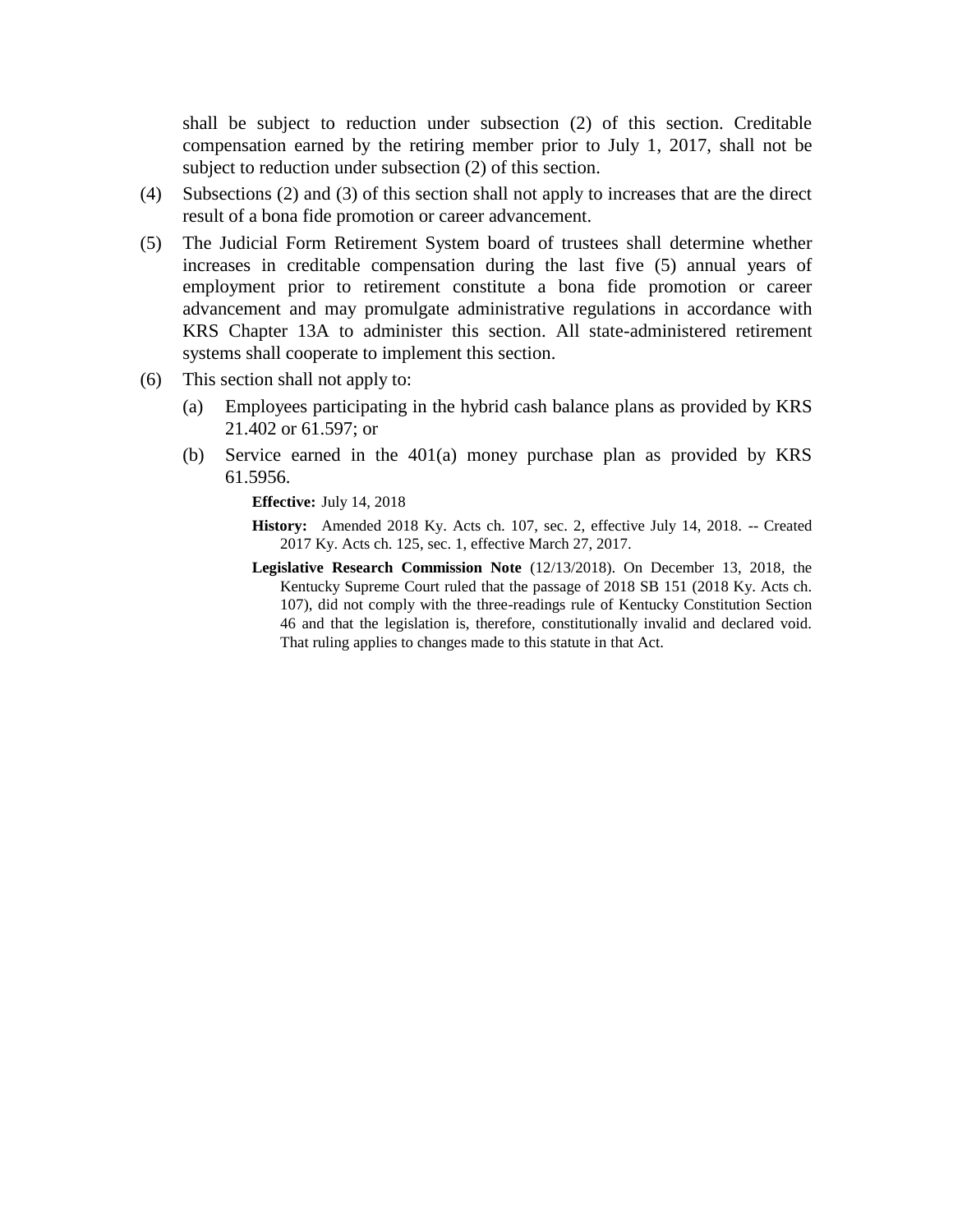shall be subject to reduction under subsection (2) of this section. Creditable compensation earned by the retiring member prior to July 1, 2017, shall not be subject to reduction under subsection (2) of this section.

(4) Subsections (2) and (3) of this section shall not apply to increases that are the direct result of a bona fide promotion or career advancement.

(5) The Judicial Form Retirement System board of trustees shall determine whether increases in creditable compensation during the last five (5) annual years of employment prior to retirement constitute a bona fide promotion or career advancement and may promulgate administrative regulations in accordance with KRS Chapter 13A to administer this section. All state-administered retirement systems shall cooperate to implement this section.

(6) This section shall not apply to:

(a) Employees participating in the hybrid cash balance plans as provided by KRS 21.402 or 61.597; or

(b) Service earned in the 401(a) money purchase plan as provided by KRS 61.5956.

**Effective:** July 14, 2018

**History:** Amended 2018 Ky. Acts ch. 107, sec. 2, effective July 14, 2018. -- Created 2017 Ky. Acts ch. 125, sec. 1, effective March 27, 2017.

**Legislative Research Commission Note** (12/13/2018). On December 13, 2018, the Kentucky Supreme Court ruled that the passage of 2018 SB 151 (2018 Ky. Acts ch. 107), did not comply with the three-readings rule of Kentucky Constitution Section 46 and that the legislation is, therefore, constitutionally invalid and declared void. That ruling applies to changes made to this statute in that Act.